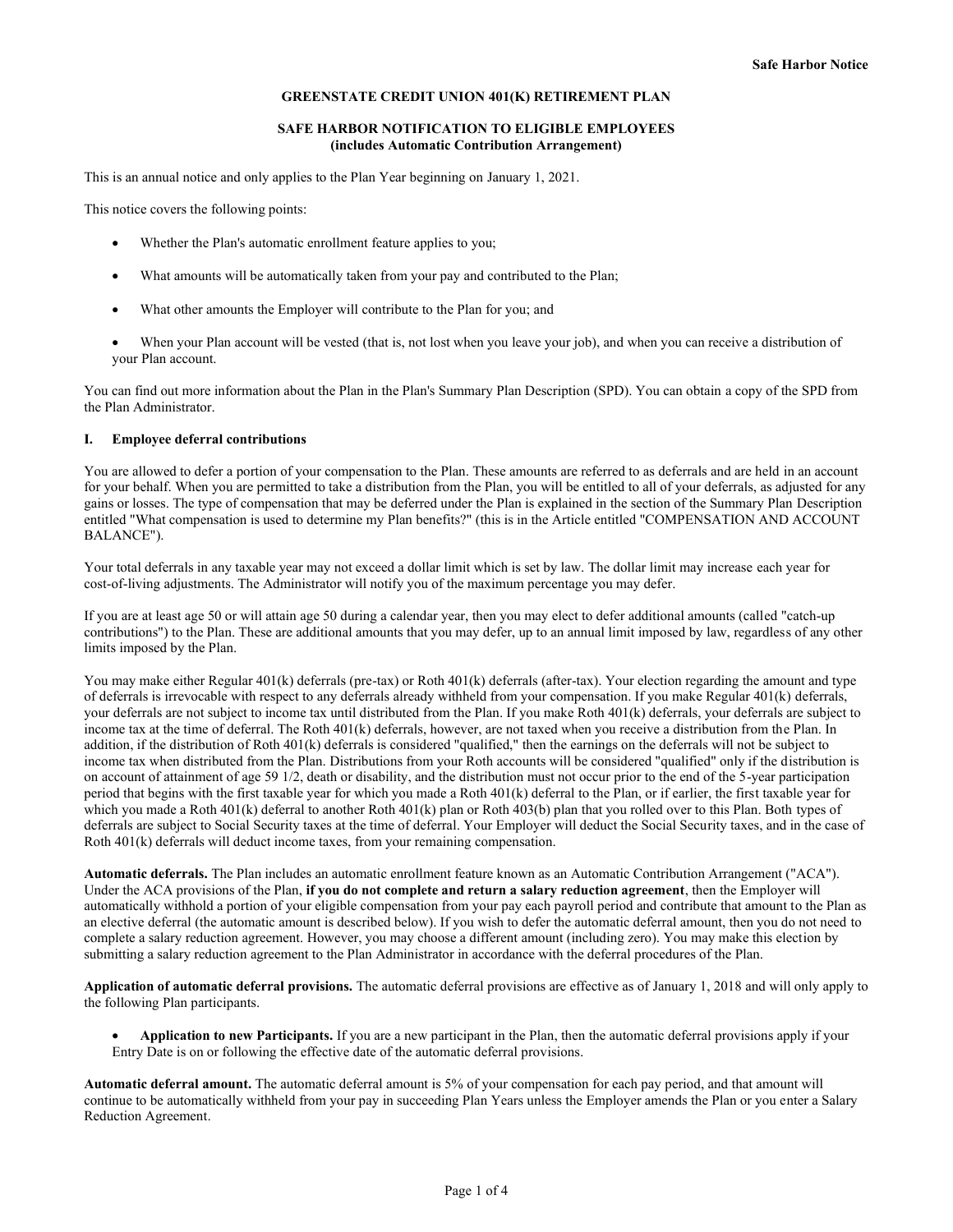# GREENSTATE CREDIT UNION 401(K) RETIREMENT PLAN

## SAFE HARBOR NOTIFICATION TO ELIGIBLE EMPLOYEES
**(includes Automatic Contribution Arrangement)**

This is an annual notice and only applies to the Plan Year beginning on January 1, 2021.

This notice covers the following points:

- Whether the Plan's automatic enrollment feature applies to you;
- What amounts will be automatically taken from your pay and contributed to the Plan;
- What other amounts the Employer will contribute to the Plan for you; and
- When your Plan account will be vested (that is, not lost when you leave your job), and when you can receive a distribution of your Plan account.

You can find out more information about the Plan in the Plan's Summary Plan Description (SPD). You can obtain a copy of the SPD from the Plan Administrator.

### I. Employee deferral contributions

You are allowed to defer a portion of your compensation to the Plan. These amounts are referred to as deferrals and are held in an account for your behalf. When you are permitted to take a distribution from the Plan, you will be entitled to all of your deferrals, as adjusted for any gains or losses. The type of compensation that may be deferred under the Plan is explained in the section of the Summary Plan Description entitled "What compensation is used to determine my Plan benefits?" (this is in the Article entitled "COMPENSATION AND ACCOUNT BALANCE").

Your total deferrals in any taxable year may not exceed a dollar limit which is set by law. The dollar limit may increase each year for cost-of-living adjustments. The Administrator will notify you of the maximum percentage you may defer.

If you are at least age 50 or will attain age 50 during a calendar year, then you may elect to defer additional amounts (called "catch-up contributions") to the Plan. These are additional amounts that you may defer, up to an annual limit imposed by law, regardless of any other limits imposed by the Plan.

You may make either Regular 401(k) deferrals (pre-tax) or Roth 401(k) deferrals (after-tax). Your election regarding the amount and type of deferrals is irrevocable with respect to any deferrals already withheld from your compensation. If you make Regular 401(k) deferrals, your deferrals are not subject to income tax until distributed from the Plan. If you make Roth 401(k) deferrals, your deferrals are subject to income tax at the time of deferral. The Roth 401(k) deferrals, however, are not taxed when you receive a distribution from the Plan. In addition, if the distribution of Roth 401(k) deferrals is considered "qualified," then the earnings on the deferrals will not be subject to income tax when distributed from the Plan. Distributions from your Roth accounts will be considered "qualified" only if the distribution is on account of attainment of age 59 1/2, death or disability, and the distribution must not occur prior to the end of the 5-year participation period that begins with the first taxable year for which you made a Roth 401(k) deferral to the Plan, or if earlier, the first taxable year for which you made a Roth 401(k) deferral to another Roth 401(k) plan or Roth 403(b) plan that you rolled over to this Plan. Both types of deferrals are subject to Social Security taxes at the time of deferral. Your Employer will deduct the Social Security taxes, and in the case of Roth 401(k) deferrals will deduct income taxes, from your remaining compensation.

**Automatic deferrals.** The Plan includes an automatic enrollment feature known as an Automatic Contribution Arrangement ("ACA"). Under the ACA provisions of the Plan, **if you do not complete and return a salary reduction agreement**, then the Employer will automatically withhold a portion of your eligible compensation from your pay each payroll period and contribute that amount to the Plan as an elective deferral (the automatic amount is described below). If you wish to defer the automatic deferral amount, then you do not need to complete a salary reduction agreement. However, you may choose a different amount (including zero). You may make this election by submitting a salary reduction agreement to the Plan Administrator in accordance with the deferral procedures of the Plan.

**Application of automatic deferral provisions.** The automatic deferral provisions are effective as of January 1, 2018 and will only apply to the following Plan participants.

- **Application to new Participants.** If you are a new participant in the Plan, then the automatic deferral provisions apply if your Entry Date is on or following the effective date of the automatic deferral provisions.

**Automatic deferral amount.** The automatic deferral amount is 5% of your compensation for each pay period, and that amount will continue to be automatically withheld from your pay in succeeding Plan Years unless the Employer amends the Plan or you enter a Salary Reduction Agreement.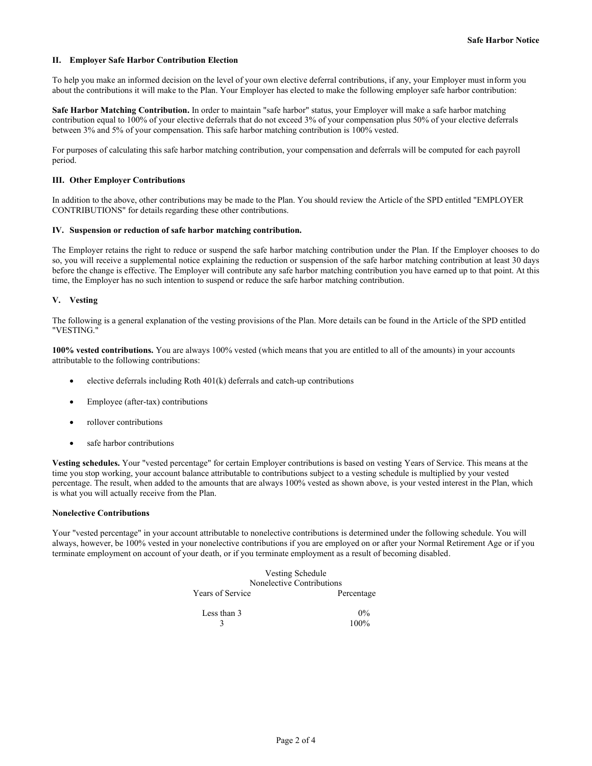## II. Employer Safe Harbor Contribution Election

To help you make an informed decision on the level of your own elective deferral contributions, if any, your Employer must inform you about the contributions it will make to the Plan. Your Employer has elected to make the following employer safe harbor contribution:

**Safe Harbor Matching Contribution.** In order to maintain "safe harbor" status, your Employer will make a safe harbor matching contribution equal to 100% of your elective deferrals that do not exceed 3% of your compensation plus 50% of your elective deferrals between 3% and 5% of your compensation. This safe harbor matching contribution is 100% vested.

For purposes of calculating this safe harbor matching contribution, your compensation and deferrals will be computed for each payroll period.

## III. Other Employer Contributions

In addition to the above, other contributions may be made to the Plan. You should review the Article of the SPD entitled "EMPLOYER CONTRIBUTIONS" for details regarding these other contributions.

## IV. Suspension or reduction of safe harbor matching contribution.

The Employer retains the right to reduce or suspend the safe harbor matching contribution under the Plan. If the Employer chooses to do so, you will receive a supplemental notice explaining the reduction or suspension of the safe harbor matching contribution at least 30 days before the change is effective. The Employer will contribute any safe harbor matching contribution you have earned up to that point. At this time, the Employer has no such intention to suspend or reduce the safe harbor matching contribution.

## V. Vesting

The following is a general explanation of the vesting provisions of the Plan. More details can be found in the Article of the SPD entitled "VESTING."

**100% vested contributions.** You are always 100% vested (which means that you are entitled to all of the amounts) in your accounts attributable to the following contributions:

- elective deferrals including Roth 401(k) deferrals and catch-up contributions
- Employee (after-tax) contributions
- rollover contributions
- safe harbor contributions

**Vesting schedules.** Your "vested percentage" for certain Employer contributions is based on vesting Years of Service. This means at the time you stop working, your account balance attributable to contributions subject to a vesting schedule is multiplied by your vested percentage. The result, when added to the amounts that are always 100% vested as shown above, is your vested interest in the Plan, which is what you will actually receive from the Plan.

**Nonelective Contributions**

Your "vested percentage" in your account attributable to nonelective contributions is determined under the following schedule. You will always, however, be 100% vested in your nonelective contributions if you are employed on or after your Normal Retirement Age or if you terminate employment on account of your death, or if you terminate employment as a result of becoming disabled.

Vesting Schedule
Nonelective Contributions

| Years of Service | Percentage |
|---|---|
| Less than 3 | 0% |
| 3 | 100% |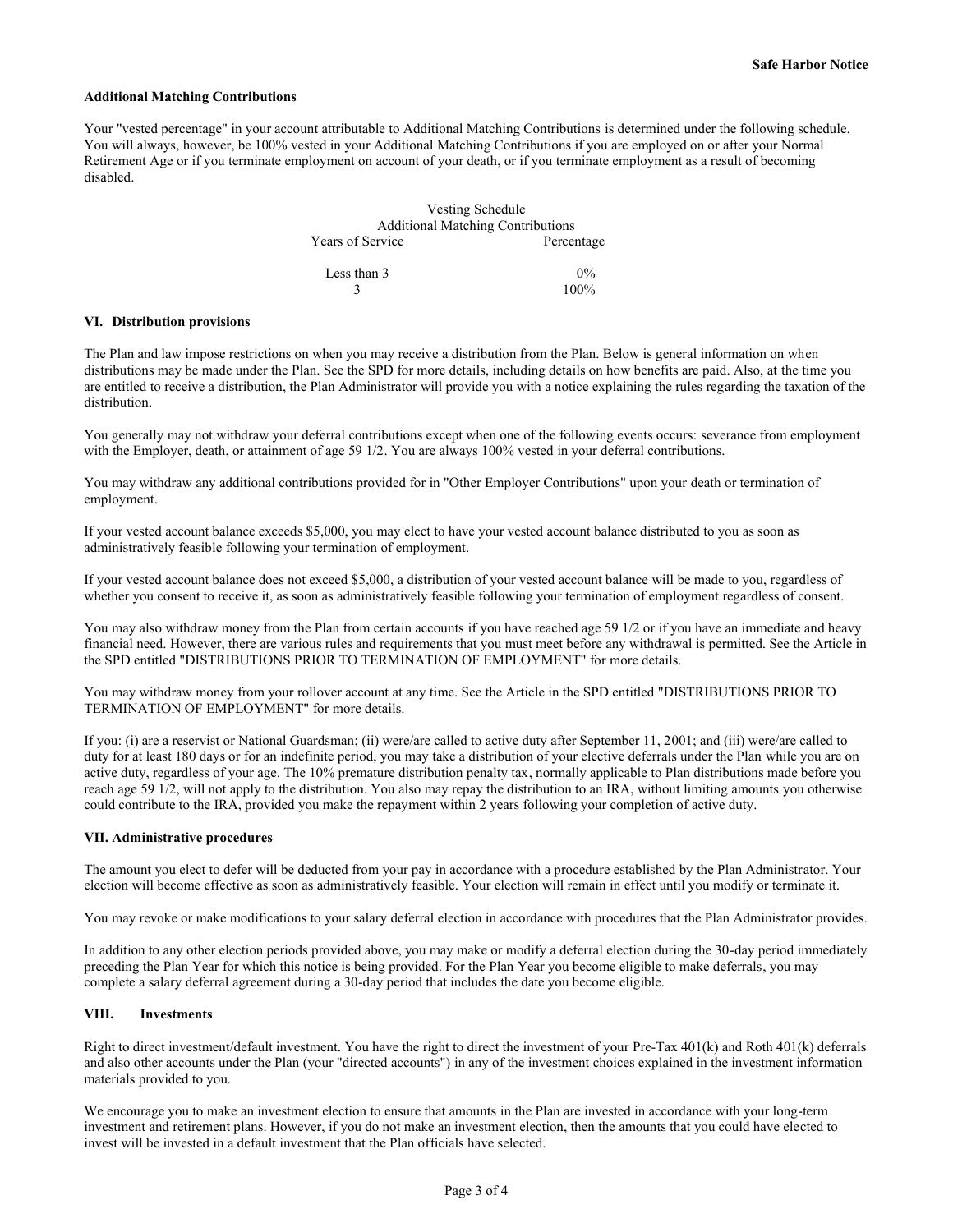### Additional Matching Contributions

Your "vested percentage" in your account attributable to Additional Matching Contributions is determined under the following schedule. You will always, however, be 100% vested in your Additional Matching Contributions if you are employed on or after your Normal Retirement Age or if you terminate employment on account of your death, or if you terminate employment as a result of becoming disabled.

Vesting Schedule
Additional Matching Contributions

| Years of Service | Percentage |
| --- | --- |
| Less than 3 | 0% |
| 3 | 100% |

### VI. Distribution provisions

The Plan and law impose restrictions on when you may receive a distribution from the Plan. Below is general information on when distributions may be made under the Plan. See the SPD for more details, including details on how benefits are paid. Also, at the time you are entitled to receive a distribution, the Plan Administrator will provide you with a notice explaining the rules regarding the taxation of the distribution.

You generally may not withdraw your deferral contributions except when one of the following events occurs: severance from employment with the Employer, death, or attainment of age 59 1/2. You are always 100% vested in your deferral contributions.

You may withdraw any additional contributions provided for in "Other Employer Contributions" upon your death or termination of employment.

If your vested account balance exceeds $5,000, you may elect to have your vested account balance distributed to you as soon as administratively feasible following your termination of employment.

If your vested account balance does not exceed $5,000, a distribution of your vested account balance will be made to you, regardless of whether you consent to receive it, as soon as administratively feasible following your termination of employment regardless of consent.

You may also withdraw money from the Plan from certain accounts if you have reached age 59 1/2 or if you have an immediate and heavy financial need. However, there are various rules and requirements that you must meet before any withdrawal is permitted. See the Article in the SPD entitled "DISTRIBUTIONS PRIOR TO TERMINATION OF EMPLOYMENT" for more details.

You may withdraw money from your rollover account at any time. See the Article in the SPD entitled "DISTRIBUTIONS PRIOR TO TERMINATION OF EMPLOYMENT" for more details.

If you: (i) are a reservist or National Guardsman; (ii) were/are called to active duty after September 11, 2001; and (iii) were/are called to duty for at least 180 days or for an indefinite period, you may take a distribution of your elective deferrals under the Plan while you are on active duty, regardless of your age. The 10% premature distribution penalty tax, normally applicable to Plan distributions made before you reach age 59 1/2, will not apply to the distribution. You also may repay the distribution to an IRA, without limiting amounts you otherwise could contribute to the IRA, provided you make the repayment within 2 years following your completion of active duty.

### VII. Administrative procedures

The amount you elect to defer will be deducted from your pay in accordance with a procedure established by the Plan Administrator. Your election will become effective as soon as administratively feasible. Your election will remain in effect until you modify or terminate it.

You may revoke or make modifications to your salary deferral election in accordance with procedures that the Plan Administrator provides.

In addition to any other election periods provided above, you may make or modify a deferral election during the 30-day period immediately preceding the Plan Year for which this notice is being provided. For the Plan Year you become eligible to make deferrals, you may complete a salary deferral agreement during a 30-day period that includes the date you become eligible.

### VIII. Investments

Right to direct investment/default investment. You have the right to direct the investment of your Pre-Tax 401(k) and Roth 401(k) deferrals and also other accounts under the Plan (your "directed accounts") in any of the investment choices explained in the investment information materials provided to you.

We encourage you to make an investment election to ensure that amounts in the Plan are invested in accordance with your long-term investment and retirement plans. However, if you do not make an investment election, then the amounts that you could have elected to invest will be invested in a default investment that the Plan officials have selected.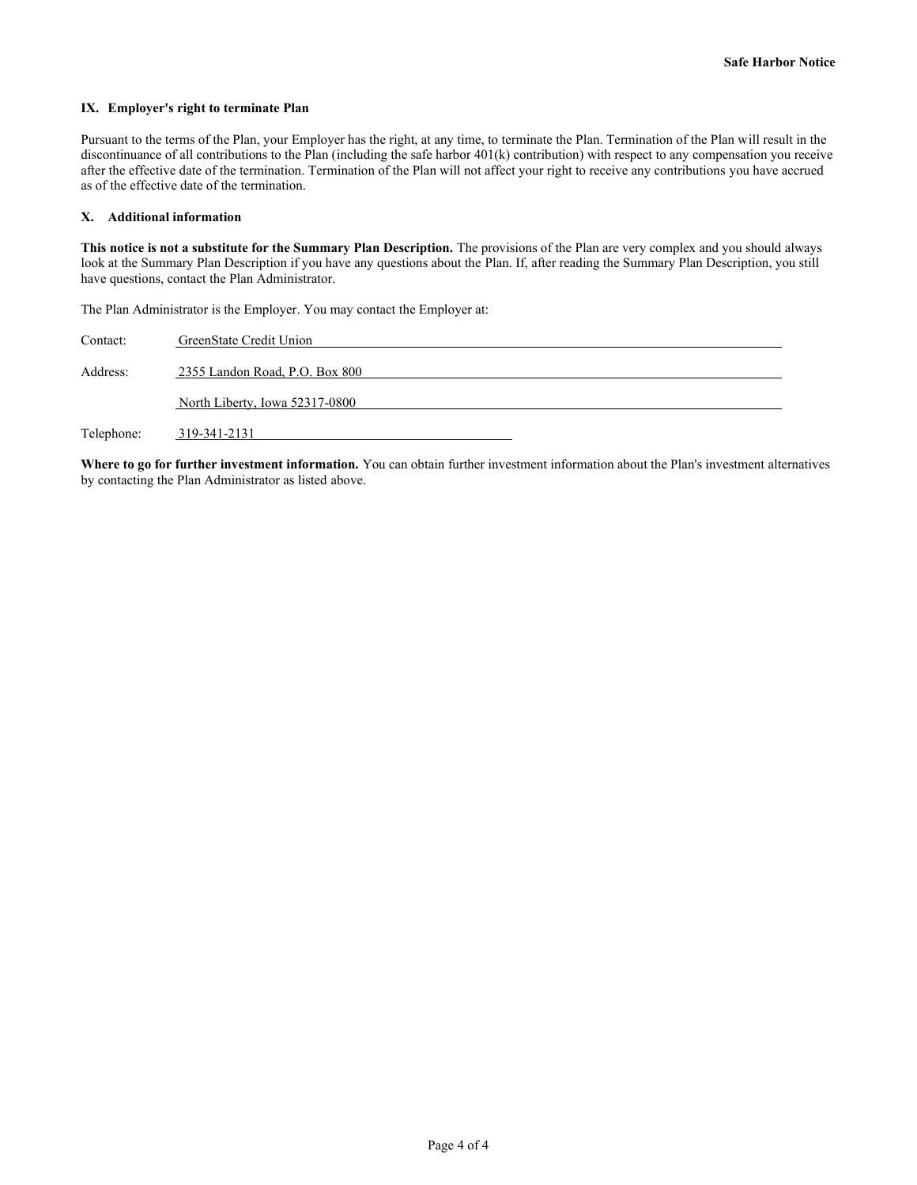### IX. Employer's right to terminate Plan

Pursuant to the terms of the Plan, your Employer has the right, at any time, to terminate the Plan. Termination of the Plan will result in the discontinuance of all contributions to the Plan (including the safe harbor 401(k) contribution) with respect to any compensation you receive after the effective date of the termination. Termination of the Plan will not affect your right to receive any contributions you have accrued as of the effective date of the termination.

### X. Additional information

**This notice is not a substitute for the Summary Plan Description.** The provisions of the Plan are very complex and you should always look at the Summary Plan Description if you have any questions about the Plan. If, after reading the Summary Plan Description, you still have questions, contact the Plan Administrator.

The Plan Administrator is the Employer. You may contact the Employer at:

Contact: GreenState Credit Union

Address: 2355 Landon Road, P.O. Box 800
North Liberty, Iowa 52317-0800

Telephone: 319-341-2131

**Where to go for further investment information.** You can obtain further investment information about the Plan's investment alternatives by contacting the Plan Administrator as listed above.